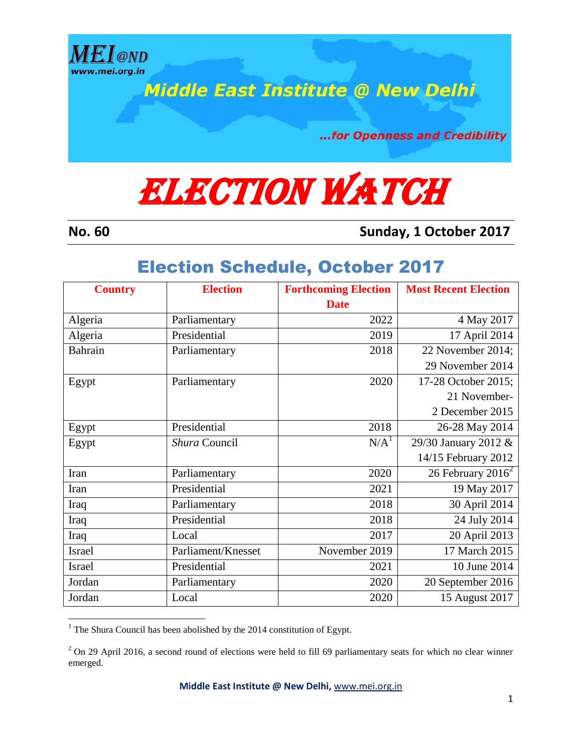MEI@ND
www.mei.org.in

Middle East Institute @ New Delhi

...for Openness and Credibility

# ELECTION WATCH

**No. 60** **Sunday, 1 October 2017**

## Election Schedule, October 2017

| Country | Election | Forthcoming Election Date | Most Recent Election |
|---|---|---|---|
| Algeria | Parliamentary | 2022 | 4 May 2017 |
| Algeria | Presidential | 2019 | 17 April 2014 |
| Bahrain | Parliamentary | 2018 | 22 November 2014; 29 November 2014 |
| Egypt | Parliamentary | 2020 | 17-28 October 2015; 21 November-2 December 2015 |
| Egypt | Presidential | 2018 | 26-28 May 2014 |
| Egypt | *Shura* Council | N/A[1] | 29/30 January 2012 & 14/15 February 2012 |
| Iran | Parliamentary | 2020 | 26 February 2016[2] |
| Iran | Presidential | 2021 | 19 May 2017 |
| Iraq | Parliamentary | 2018 | 30 April 2014 |
| Iraq | Presidential | 2018 | 24 July 2014 |
| Iraq | Local | 2017 | 20 April 2013 |
| Israel | Parliament/Knesset | November 2019 | 17 March 2015 |
| Israel | Presidential | 2021 | 10 June 2014 |
| Jordan | Parliamentary | 2020 | 20 September 2016 |
| Jordan | Local | 2020 | 15 August 2017 |

[1] The Shura Council has been abolished by the 2014 constitution of Egypt.

[2] On 29 April 2016, a second round of elections were held to fill 69 parliamentary seats for which no clear winner emerged.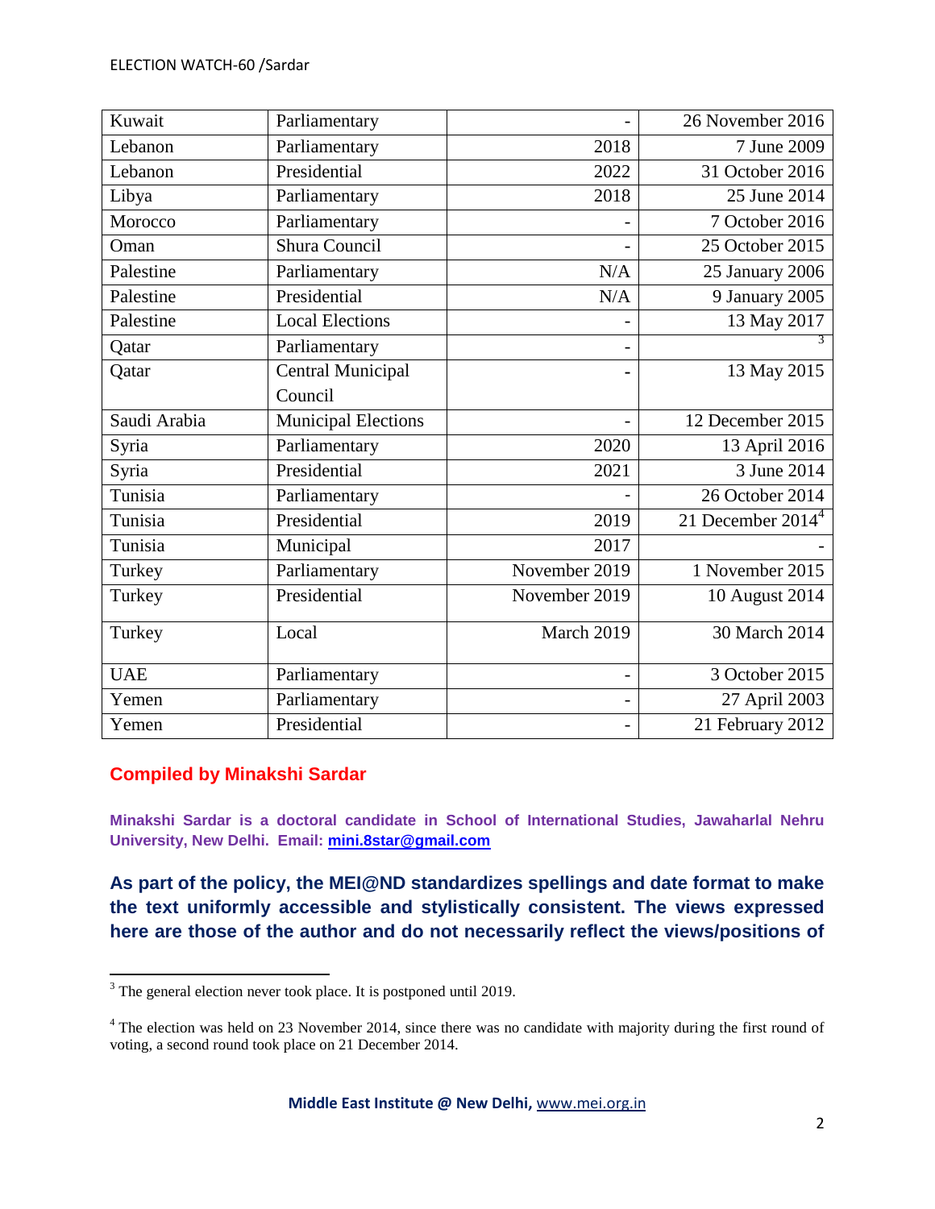| Kuwait | Parliamentary | - | 26 November 2016 |
|---|---|---|---|
| Lebanon | Parliamentary | 2018 | 7 June 2009 |
| Lebanon | Presidential | 2022 | 31 October 2016 |
| Libya | Parliamentary | 2018 | 25 June 2014 |
| Morocco | Parliamentary | - | 7 October 2016 |
| Oman | Shura Council | - | 25 October 2015 |
| Palestine | Parliamentary | N/A | 25 January 2006 |
| Palestine | Presidential | N/A | 9 January 2005 |
| Palestine | Local Elections | - | 13 May 2017 |
| Qatar | Parliamentary | - | [3] |
| Qatar | Central Municipal Council | - | 13 May 2015 |
| Saudi Arabia | Municipal Elections | - | 12 December 2015 |
| Syria | Parliamentary | 2020 | 13 April 2016 |
| Syria | Presidential | 2021 | 3 June 2014 |
| Tunisia | Parliamentary | - | 26 October 2014 |
| Tunisia | Presidential | 2019 | 21 December 2014[4] |
| Tunisia | Municipal | 2017 | - |
| Turkey | Parliamentary | November 2019 | 1 November 2015 |
| Turkey | Presidential | November 2019 | 10 August 2014 |
| Turkey | Local | March 2019 | 30 March 2014 |
| UAE | Parliamentary | - | 3 October 2015 |
| Yemen | Parliamentary | - | 27 April 2003 |
| Yemen | Presidential | - | 21 February 2012 |

**Compiled by Minakshi Sardar**

**Minakshi Sardar is a doctoral candidate in School of International Studies, Jawaharlal Nehru University, New Delhi. Email: mini.8star@gmail.com**

**As part of the policy, the MEI@ND standardizes spellings and date format to make the text uniformly accessible and stylistically consistent. The views expressed here are those of the author and do not necessarily reflect the views/positions of**

[3] The general election never took place. It is postponed until 2019.

[4] The election was held on 23 November 2014, since there was no candidate with majority during the first round of voting, a second round took place on 21 December 2014.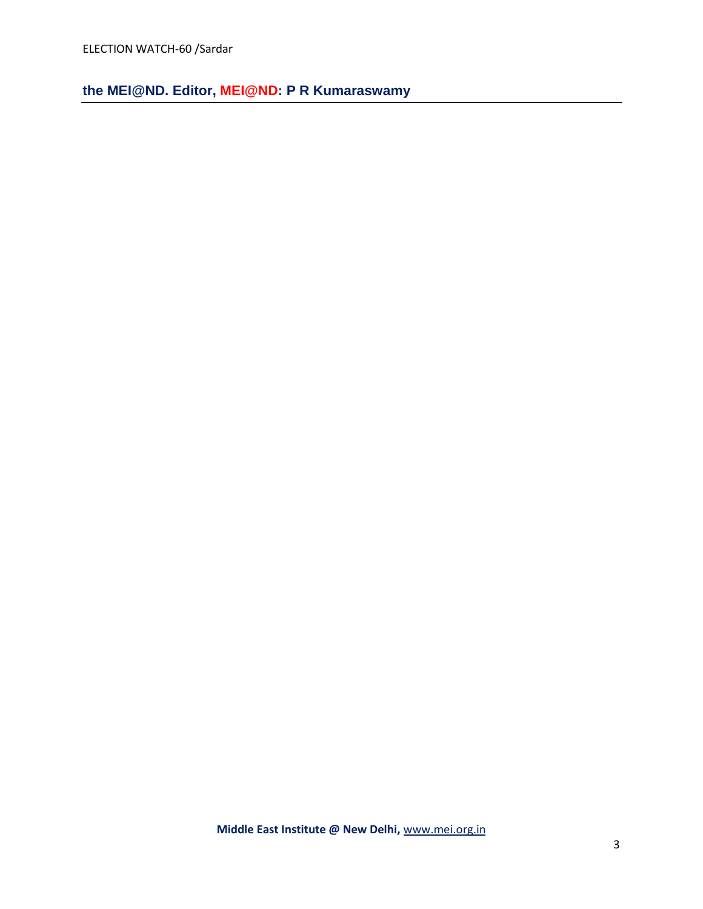**the MEI@ND. Editor, MEI@ND: P R Kumaraswamy**